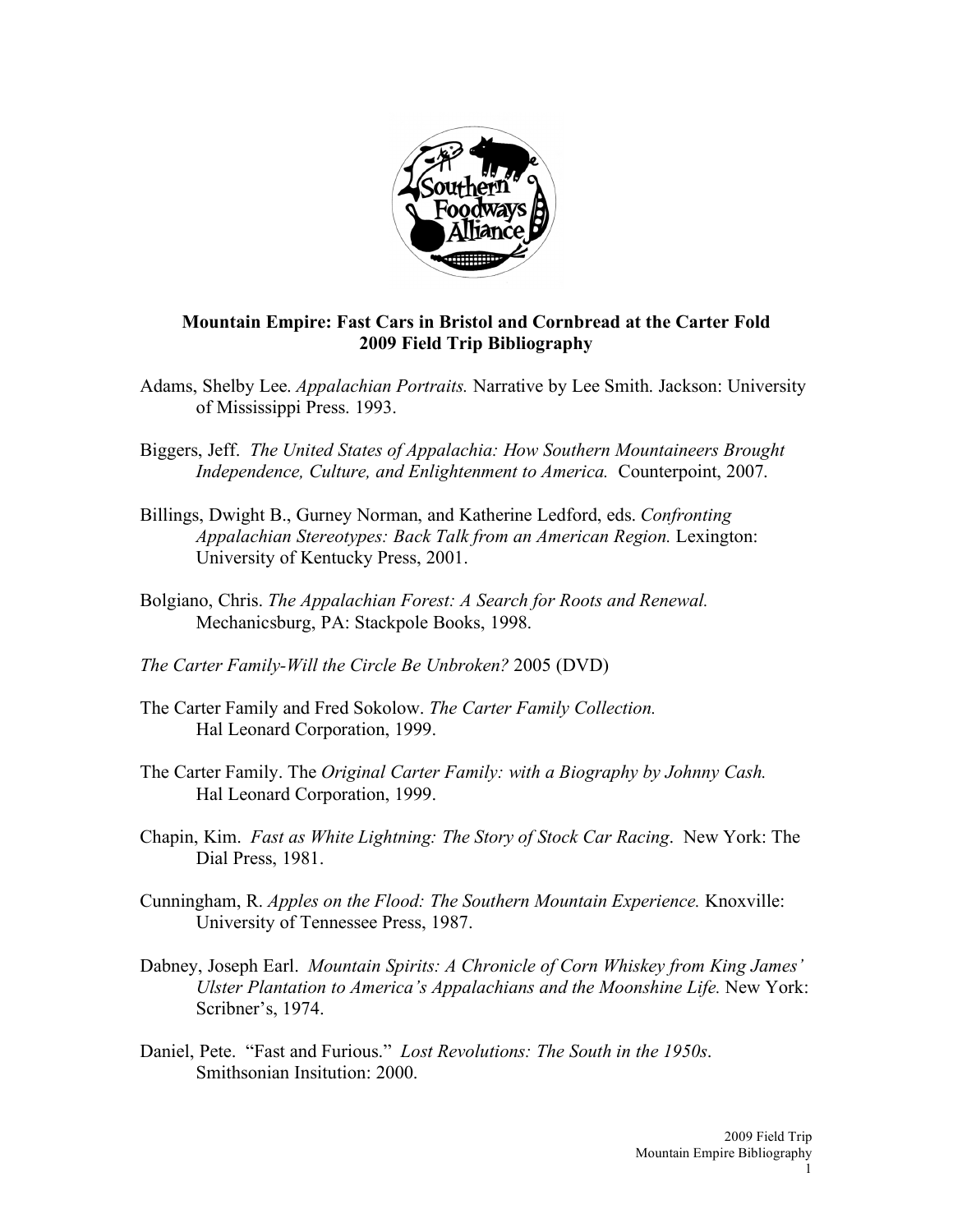**Mountain Empire: Fast Cars in Bristol and Cornbread at the Carter Fold**
**2009 Field Trip Bibliography**

Adams, Shelby Lee. *Appalachian Portraits.* Narrative by Lee Smith. Jackson: University of Mississippi Press. 1993.

Biggers, Jeff. *The United States of Appalachia: How Southern Mountaineers Brought Independence, Culture, and Enlightenment to America.* Counterpoint, 2007.

Billings, Dwight B., Gurney Norman, and Katherine Ledford, eds. *Confronting Appalachian Stereotypes: Back Talk from an American Region.* Lexington: University of Kentucky Press, 2001.

Bolgiano, Chris. *The Appalachian Forest: A Search for Roots and Renewal.* Mechanicsburg, PA: Stackpole Books, 1998.

*The Carter Family-Will the Circle Be Unbroken?* 2005 (DVD)

The Carter Family and Fred Sokolow. *The Carter Family Collection.* Hal Leonard Corporation, 1999.

The Carter Family. The *Original Carter Family: with a Biography by Johnny Cash.* Hal Leonard Corporation, 1999.

Chapin, Kim. *Fast as White Lightning: The Story of Stock Car Racing*. New York: The Dial Press, 1981.

Cunningham, R. *Apples on the Flood: The Southern Mountain Experience.* Knoxville: University of Tennessee Press, 1987.

Dabney, Joseph Earl. *Mountain Spirits: A Chronicle of Corn Whiskey from King James' Ulster Plantation to America's Appalachians and the Moonshine Life.* New York: Scribner's, 1974.

Daniel, Pete. "Fast and Furious." *Lost Revolutions: The South in the 1950s*. Smithsonian Insitution: 2000.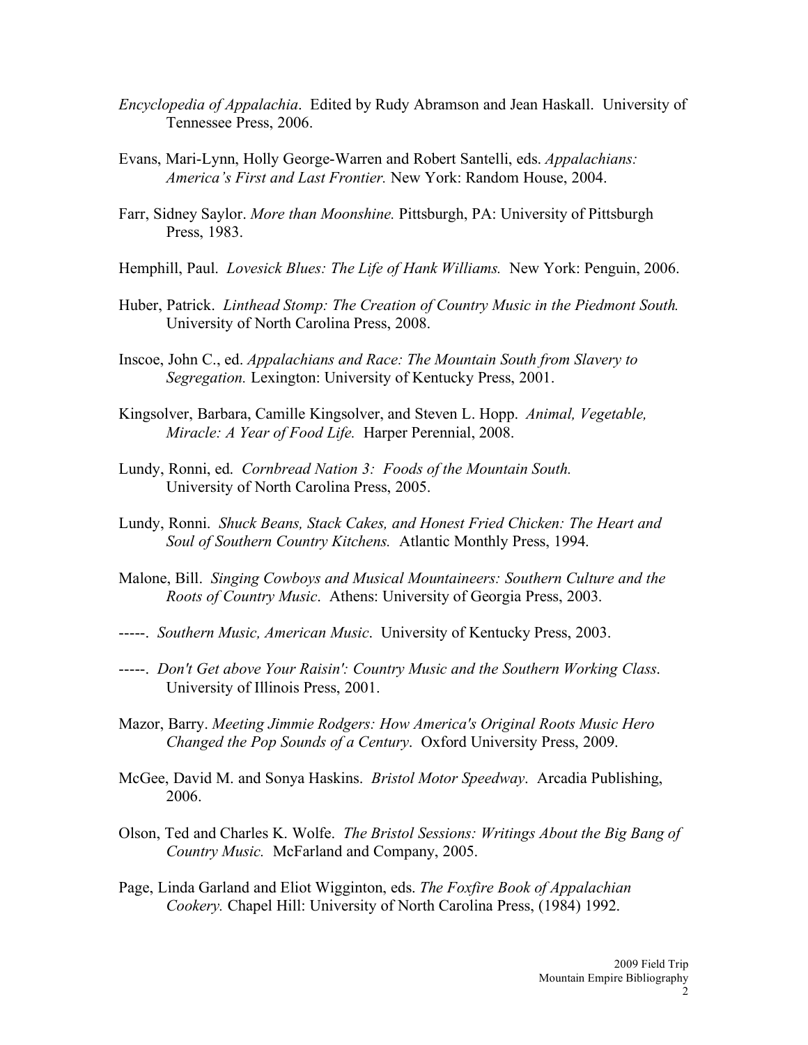*Encyclopedia of Appalachia*. Edited by Rudy Abramson and Jean Haskall. University of Tennessee Press, 2006.

Evans, Mari-Lynn, Holly George-Warren and Robert Santelli, eds. *Appalachians: America's First and Last Frontier.* New York: Random House, 2004.

Farr, Sidney Saylor. *More than Moonshine.* Pittsburgh, PA: University of Pittsburgh Press, 1983.

Hemphill, Paul. *Lovesick Blues: The Life of Hank Williams.* New York: Penguin, 2006.

Huber, Patrick. *Linthead Stomp: The Creation of Country Music in the Piedmont South.* University of North Carolina Press, 2008.

Inscoe, John C., ed. *Appalachians and Race: The Mountain South from Slavery to Segregation.* Lexington: University of Kentucky Press, 2001.

Kingsolver, Barbara, Camille Kingsolver, and Steven L. Hopp. *Animal, Vegetable, Miracle: A Year of Food Life.* Harper Perennial, 2008.

Lundy, Ronni, ed. *Cornbread Nation 3: Foods of the Mountain South.* University of North Carolina Press, 2005.

Lundy, Ronni. *Shuck Beans, Stack Cakes, and Honest Fried Chicken: The Heart and Soul of Southern Country Kitchens.* Atlantic Monthly Press, 1994.

Malone, Bill. *Singing Cowboys and Musical Mountaineers: Southern Culture and the Roots of Country Music*. Athens: University of Georgia Press, 2003.

-----. *Southern Music, American Music*. University of Kentucky Press, 2003.

-----. *Don't Get above Your Raisin': Country Music and the Southern Working Class.* University of Illinois Press, 2001.

Mazor, Barry. *Meeting Jimmie Rodgers: How America's Original Roots Music Hero Changed the Pop Sounds of a Century*. Oxford University Press, 2009.

McGee, David M. and Sonya Haskins. *Bristol Motor Speedway*. Arcadia Publishing, 2006.

Olson, Ted and Charles K. Wolfe. *The Bristol Sessions: Writings About the Big Bang of Country Music.* McFarland and Company, 2005.

Page, Linda Garland and Eliot Wigginton, eds. *The Foxfire Book of Appalachian Cookery.* Chapel Hill: University of North Carolina Press, (1984) 1992.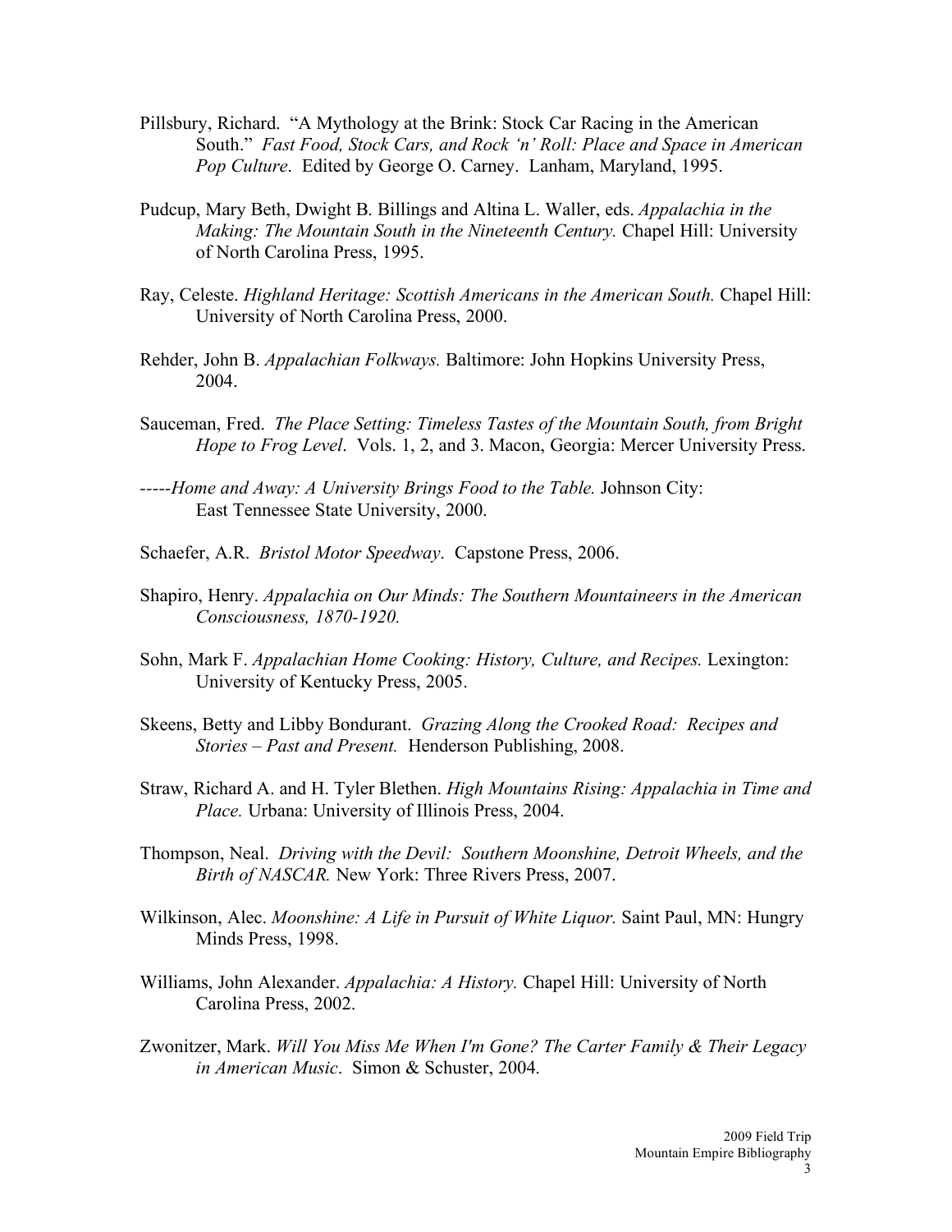Pillsbury, Richard. "A Mythology at the Brink: Stock Car Racing in the American South." *Fast Food, Stock Cars, and Rock 'n' Roll: Place and Space in American Pop Culture*. Edited by George O. Carney. Lanham, Maryland, 1995.

Pudcup, Mary Beth, Dwight B. Billings and Altina L. Waller, eds. *Appalachia in the Making: The Mountain South in the Nineteenth Century.* Chapel Hill: University of North Carolina Press, 1995.

Ray, Celeste. *Highland Heritage: Scottish Americans in the American South.* Chapel Hill: University of North Carolina Press, 2000.

Rehder, John B. *Appalachian Folkways.* Baltimore: John Hopkins University Press, 2004.

Sauceman, Fred. *The Place Setting: Timeless Tastes of the Mountain South, from Bright Hope to Frog Level*. Vols. 1, 2, and 3. Macon, Georgia: Mercer University Press.

-----*Home and Away: A University Brings Food to the Table.* Johnson City: East Tennessee State University, 2000.

Schaefer, A.R. *Bristol Motor Speedway*. Capstone Press, 2006.

Shapiro, Henry. *Appalachia on Our Minds: The Southern Mountaineers in the American Consciousness, 1870-1920.*

Sohn, Mark F. *Appalachian Home Cooking: History, Culture, and Recipes.* Lexington: University of Kentucky Press, 2005.

Skeens, Betty and Libby Bondurant. *Grazing Along the Crooked Road: Recipes and Stories – Past and Present.* Henderson Publishing, 2008.

Straw, Richard A. and H. Tyler Blethen. *High Mountains Rising: Appalachia in Time and Place.* Urbana: University of Illinois Press, 2004.

Thompson, Neal. *Driving with the Devil: Southern Moonshine, Detroit Wheels, and the Birth of NASCAR.* New York: Three Rivers Press, 2007.

Wilkinson, Alec. *Moonshine: A Life in Pursuit of White Liquor.* Saint Paul, MN: Hungry Minds Press, 1998.

Williams, John Alexander. *Appalachia: A History.* Chapel Hill: University of North Carolina Press, 2002.

Zwonitzer, Mark. *Will You Miss Me When I'm Gone? The Carter Family & Their Legacy in American Music*. Simon & Schuster, 2004.